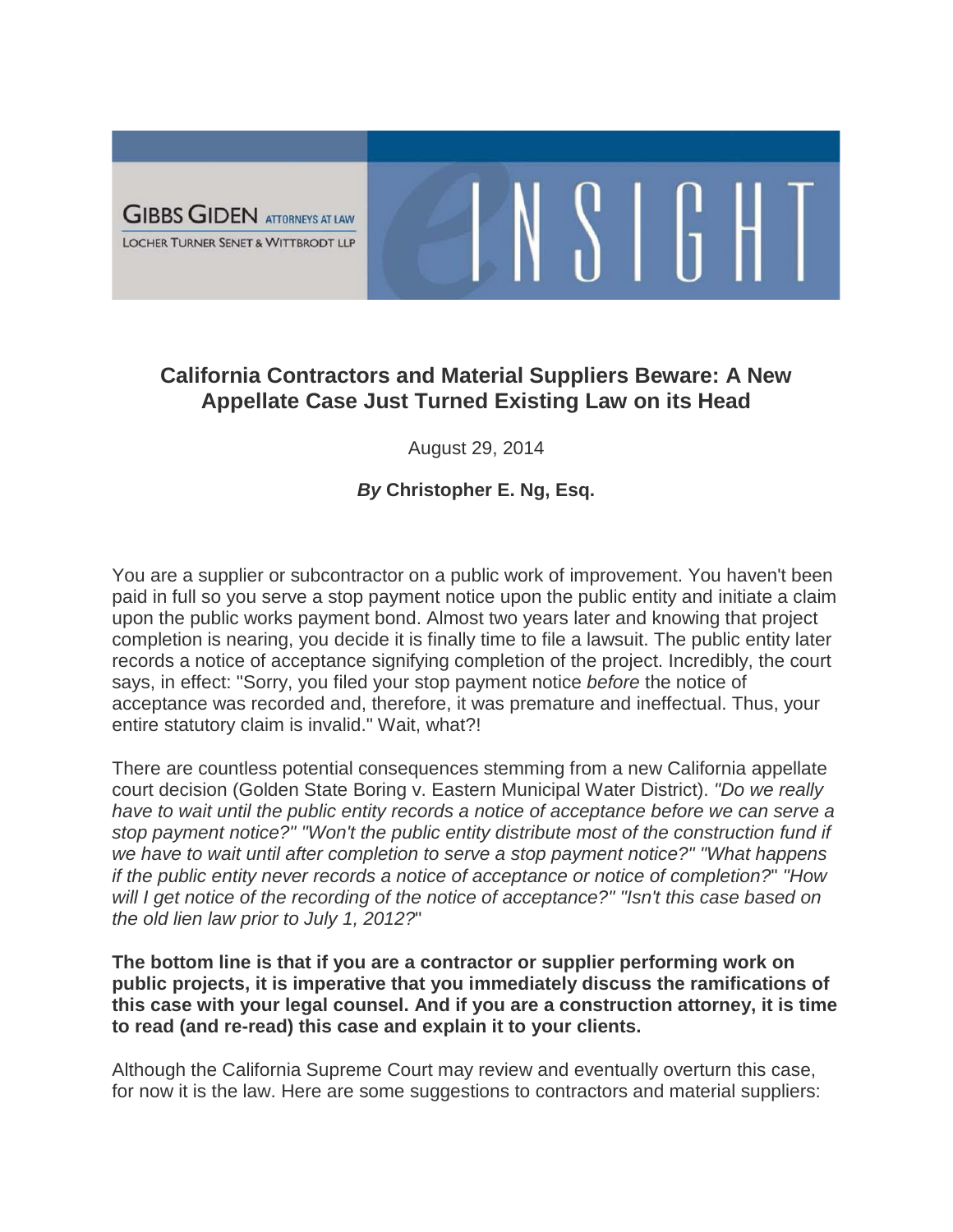GIBBS GIDEN ATTORNEYS AT LAW
LOCHER TURNER SENET & WITTBRODT LLP

eINSIGHT

## California Contractors and Material Suppliers Beware: A New Appellate Case Just Turned Existing Law on its Head

August 29, 2014

***By*** **Christopher E. Ng, Esq.**

You are a supplier or subcontractor on a public work of improvement. You haven't been paid in full so you serve a stop payment notice upon the public entity and initiate a claim upon the public works payment bond. Almost two years later and knowing that project completion is nearing, you decide it is finally time to file a lawsuit. The public entity later records a notice of acceptance signifying completion of the project. Incredibly, the court says, in effect: "Sorry, you filed your stop payment notice *before* the notice of acceptance was recorded and, therefore, it was premature and ineffectual. Thus, your entire statutory claim is invalid." Wait, what?!

There are countless potential consequences stemming from a new California appellate court decision (Golden State Boring v. Eastern Municipal Water District). *"Do we really have to wait until the public entity records a notice of acceptance before we can serve a stop payment notice?" "Won't the public entity distribute most of the construction fund if we have to wait until after completion to serve a stop payment notice?" "What happens if the public entity never records a notice of acceptance or notice of completion?" "How will I get notice of the recording of the notice of acceptance?" "Isn't this case based on the old lien law prior to July 1, 2012?"*"

**The bottom line is that if you are a contractor or supplier performing work on public projects, it is imperative that you immediately discuss the ramifications of this case with your legal counsel. And if you are a construction attorney, it is time to read (and re-read) this case and explain it to your clients.**

Although the California Supreme Court may review and eventually overturn this case, for now it is the law. Here are some suggestions to contractors and material suppliers: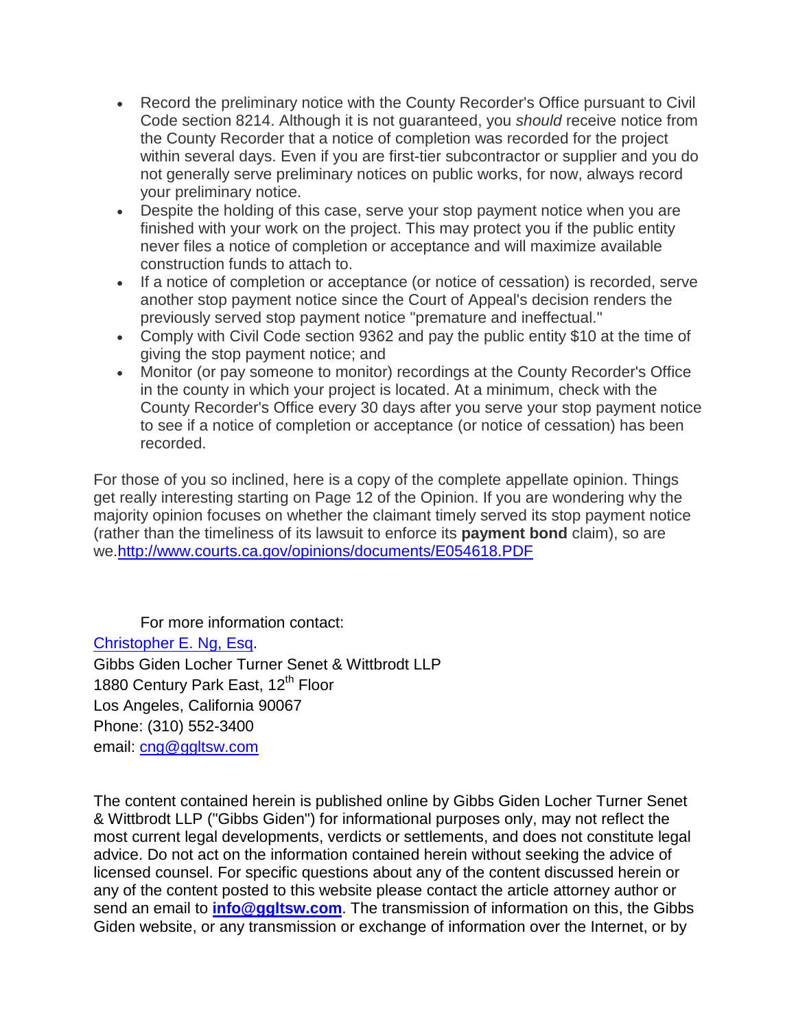- Record the preliminary notice with the County Recorder's Office pursuant to Civil Code section 8214. Although it is not guaranteed, you *should* receive notice from the County Recorder that a notice of completion was recorded for the project within several days. Even if you are first-tier subcontractor or supplier and you do not generally serve preliminary notices on public works, for now, always record your preliminary notice.
- Despite the holding of this case, serve your stop payment notice when you are finished with your work on the project. This may protect you if the public entity never files a notice of completion or acceptance and will maximize available construction funds to attach to.
- If a notice of completion or acceptance (or notice of cessation) is recorded, serve another stop payment notice since the Court of Appeal's decision renders the previously served stop payment notice "premature and ineffectual."
- Comply with Civil Code section 9362 and pay the public entity $10 at the time of giving the stop payment notice; and
- Monitor (or pay someone to monitor) recordings at the County Recorder's Office in the county in which your project is located. At a minimum, check with the County Recorder's Office every 30 days after you serve your stop payment notice to see if a notice of completion or acceptance (or notice of cessation) has been recorded.

For those of you so inclined, here is a copy of the complete appellate opinion. Things get really interesting starting on Page 12 of the Opinion. If you are wondering why the majority opinion focuses on whether the claimant timely served its stop payment notice (rather than the timeliness of its lawsuit to enforce its **payment bond** claim), so are we.[http://www.courts.ca.gov/opinions/documents/E054618.PDF](http://www.courts.ca.gov/opinions/documents/E054618.PDF)

For more information contact:
[Christopher E. Ng, Esq](mailto:cng@ggltsw.com).
Gibbs Giden Locher Turner Senet & Wittbrodt LLP
1880 Century Park East, 12th Floor
Los Angeles, California 90067
Phone: (310) 552-3400
email: [cng@ggltsw.com](mailto:cng@ggltsw.com)

The content contained herein is published online by Gibbs Giden Locher Turner Senet & Wittbrodt LLP ("Gibbs Giden") for informational purposes only, may not reflect the most current legal developments, verdicts or settlements, and does not constitute legal advice. Do not act on the information contained herein without seeking the advice of licensed counsel. For specific questions about any of the content discussed herein or any of the content posted to this website please contact the article attorney author or send an email to **[info@ggltsw.com](mailto:info@ggltsw.com)**. The transmission of information on this, the Gibbs Giden website, or any transmission or exchange of information over the Internet, or by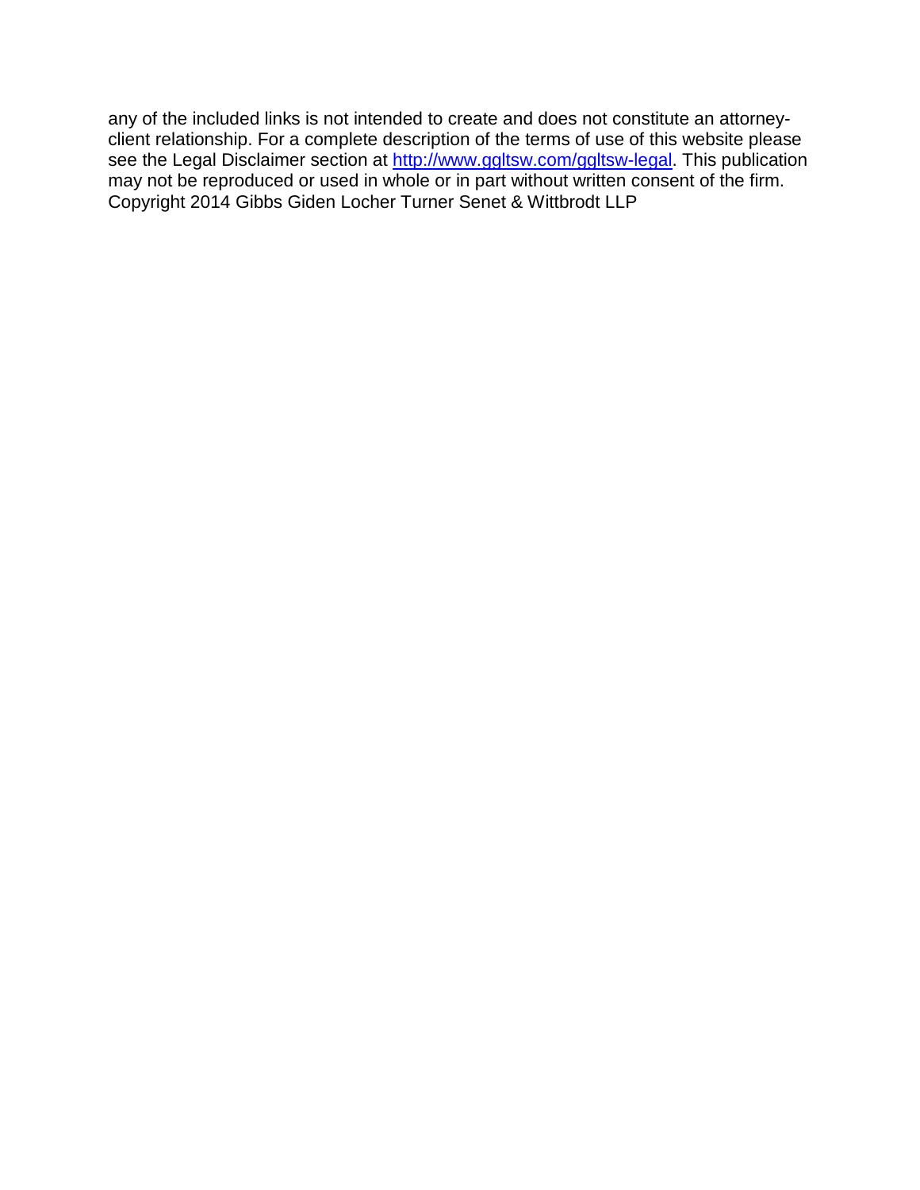any of the included links is not intended to create and does not constitute an attorney-client relationship. For a complete description of the terms of use of this website please see the Legal Disclaimer section at [http://www.ggltsw.com/ggltsw-legal](http://www.ggltsw.com/ggltsw-legal). This publication may not be reproduced or used in whole or in part without written consent of the firm. Copyright 2014 Gibbs Giden Locher Turner Senet & Wittbrodt LLP